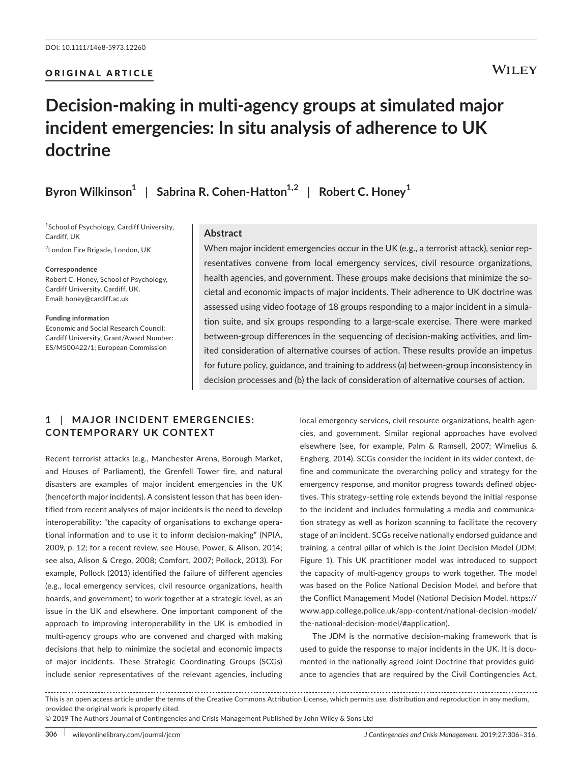DOI: 10.1111/1468-5973.12260

ORIGINAL ARTICLE

# Decision-making in multi-agency groups at simulated major incident emergencies: In situ analysis of adherence to UK doctrine

**Byron Wilkinson[1] | Sabrina R. Cohen-Hatton[1,2] | Robert C. Honey[1]**

[1]School of Psychology, Cardiff University, Cardiff, UK

[2]London Fire Brigade, London, UK

**Correspondence**
Robert C. Honey, School of Psychology, Cardiff University, Cardiff, UK.
Email: honey@cardiff.ac.uk

**Funding information**
Economic and Social Research Council; Cardiff University, Grant/Award Number: ES/M500422/1; European Commission

## Abstract

When major incident emergencies occur in the UK (e.g., a terrorist attack), senior representatives convene from local emergency services, civil resource organizations, health agencies, and government. These groups make decisions that minimize the societal and economic impacts of major incidents. Their adherence to UK doctrine was assessed using video footage of 18 groups responding to a major incident in a simulation suite, and six groups responding to a large-scale exercise. There were marked between-group differences in the sequencing of decision-making activities, and limited consideration of alternative courses of action. These results provide an impetus for future policy, guidance, and training to address (a) between-group inconsistency in decision processes and (b) the lack of consideration of alternative courses of action.

## 1 | MAJOR INCIDENT EMERGENCIES: CONTEMPORARY UK CONTEXT

Recent terrorist attacks (e.g., Manchester Arena, Borough Market, and Houses of Parliament), the Grenfell Tower fire, and natural disasters are examples of major incident emergencies in the UK (henceforth major incidents). A consistent lesson that has been identified from recent analyses of major incidents is the need to develop interoperability: "the capacity of organisations to exchange operational information and to use it to inform decision-making" (NPIA, 2009, p. 12; for a recent review, see House, Power, & Alison, 2014; see also, Alison & Crego, 2008; Comfort, 2007; Pollock, 2013). For example, Pollock (2013) identified the failure of different agencies (e.g., local emergency services, civil resource organizations, health boards, and government) to work together at a strategic level, as an issue in the UK and elsewhere. One important component of the approach to improving interoperability in the UK is embodied in multi-agency groups who are convened and charged with making decisions that help to minimize the societal and economic impacts of major incidents. These Strategic Coordinating Groups (SCGs) include senior representatives of the relevant agencies, including local emergency services, civil resource organizations, health agencies, and government. Similar regional approaches have evolved elsewhere (see, for example, Palm & Ramsell, 2007; Wimelius & Engberg, 2014). SCGs consider the incident in its wider context, define and communicate the overarching policy and strategy for the emergency response, and monitor progress towards defined objectives. This strategy-setting role extends beyond the initial response to the incident and includes formulating a media and communication strategy as well as horizon scanning to facilitate the recovery stage of an incident. SCGs receive nationally endorsed guidance and training, a central pillar of which is the Joint Decision Model (JDM; Figure 1). This UK practitioner model was introduced to support the capacity of multi-agency groups to work together. The model was based on the Police National Decision Model, and before that the Conflict Management Model (National Decision Model, https://www.app.college.police.uk/app-content/national-decision-model/the-national-decision-model/#application).

The JDM is the normative decision-making framework that is used to guide the response to major incidents in the UK. It is documented in the nationally agreed Joint Doctrine that provides guidance to agencies that are required by the Civil Contingencies Act,

---

This is an open access article under the terms of the Creative Commons Attribution License, which permits use, distribution and reproduction in any medium, provided the original work is properly cited.
© 2019 The Authors Journal of Contingencies and Crisis Management Published by John Wiley & Sons Ltd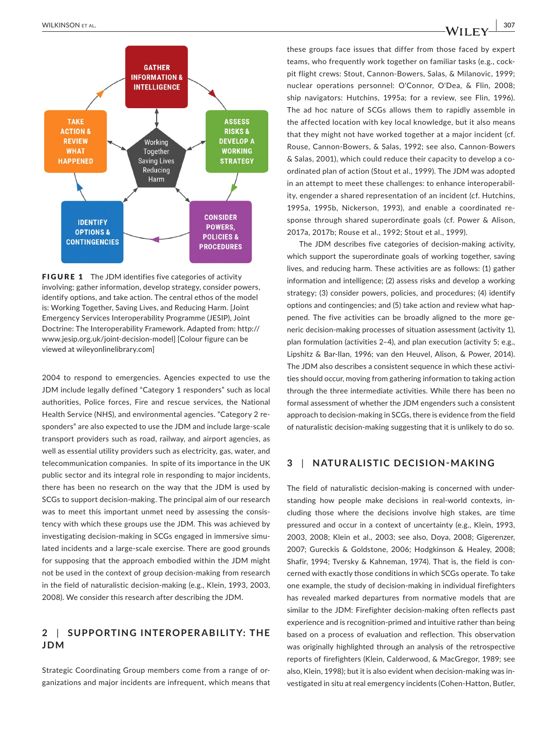**FIGURE 1** The JDM identifies five categories of activity involving: gather information, develop strategy, consider powers, identify options, and take action. The central ethos of the model is: Working Together, Saving Lives, and Reducing Harm. [Joint Emergency Services Interoperability Programme (JESIP), Joint Doctrine: The Interoperability Framework. Adapted from: http://www.jesip.org.uk/joint-decision-model] [Colour figure can be viewed at wileyonlinelibrary.com]

2004 to respond to emergencies. Agencies expected to use the JDM include legally defined "Category 1 responders" such as local authorities, Police forces, Fire and rescue services, the National Health Service (NHS), and environmental agencies. "Category 2 responders" are also expected to use the JDM and include large-scale transport providers such as road, railway, and airport agencies, as well as essential utility providers such as electricity, gas, water, and telecommunication companies. In spite of its importance in the UK public sector and its integral role in responding to major incidents, there has been no research on the way that the JDM is used by SCGs to support decision-making. The principal aim of our research was to meet this important unmet need by assessing the consistency with which these groups use the JDM. This was achieved by investigating decision-making in SCGs engaged in immersive simulated incidents and a large-scale exercise. There are good grounds for supposing that the approach embodied within the JDM might not be used in the context of group decision-making from research in the field of naturalistic decision-making (e.g., Klein, 1993, 2003, 2008). We consider this research after describing the JDM.

## 2 | SUPPORTING INTEROPERABILITY: THE JDM

Strategic Coordinating Group members come from a range of organizations and major incidents are infrequent, which means that these groups face issues that differ from those faced by expert teams, who frequently work together on familiar tasks (e.g., cockpit flight crews: Stout, Cannon-Bowers, Salas, & Milanovic, 1999; nuclear operations personnel: O'Connor, O'Dea, & Flin, 2008; ship navigators: Hutchins, 1995a; for a review, see Flin, 1996). The ad hoc nature of SCGs allows them to rapidly assemble in the affected location with key local knowledge, but it also means that they might not have worked together at a major incident (cf. Rouse, Cannon-Bowers, & Salas, 1992; see also, Cannon-Bowers & Salas, 2001), which could reduce their capacity to develop a coordinated plan of action (Stout et al., 1999). The JDM was adopted in an attempt to meet these challenges: to enhance interoperability, engender a shared representation of an incident (cf. Hutchins, 1995a, 1995b, Nickerson, 1993), and enable a coordinated response through shared superordinate goals (cf. Power & Alison, 2017a, 2017b; Rouse et al., 1992; Stout et al., 1999).

The JDM describes five categories of decision-making activity, which support the superordinate goals of working together, saving lives, and reducing harm. These activities are as follows: (1) gather information and intelligence; (2) assess risks and develop a working strategy; (3) consider powers, policies, and procedures; (4) identify options and contingencies; and (5) take action and review what happened. The five activities can be broadly aligned to the more generic decision-making processes of situation assessment (activity 1), plan formulation (activities 2–4), and plan execution (activity 5; e.g., Lipshitz & Bar-Ilan, 1996; van den Heuvel, Alison, & Power, 2014). The JDM also describes a consistent sequence in which these activities should occur, moving from gathering information to taking action through the three intermediate activities. While there has been no formal assessment of whether the JDM engenders such a consistent approach to decision-making in SCGs, there is evidence from the field of naturalistic decision-making suggesting that it is unlikely to do so.

## 3 | NATURALISTIC DECISION-MAKING

The field of naturalistic decision-making is concerned with understanding how people make decisions in real-world contexts, including those where the decisions involve high stakes, are time pressured and occur in a context of uncertainty (e.g., Klein, 1993, 2003, 2008; Klein et al., 2003; see also, Doya, 2008; Gigerenzer, 2007; Gureckis & Goldstone, 2006; Hodgkinson & Healey, 2008; Shafir, 1994; Tversky & Kahneman, 1974). That is, the field is concerned with exactly those conditions in which SCGs operate. To take one example, the study of decision-making in individual firefighters has revealed marked departures from normative models that are similar to the JDM: Firefighter decision-making often reflects past experience and is recognition-primed and intuitive rather than being based on a process of evaluation and reflection. This observation was originally highlighted through an analysis of the retrospective reports of firefighters (Klein, Calderwood, & MacGregor, 1989; see also, Klein, 1998); but it is also evident when decision-making was investigated in situ at real emergency incidents (Cohen-Hatton, Butler,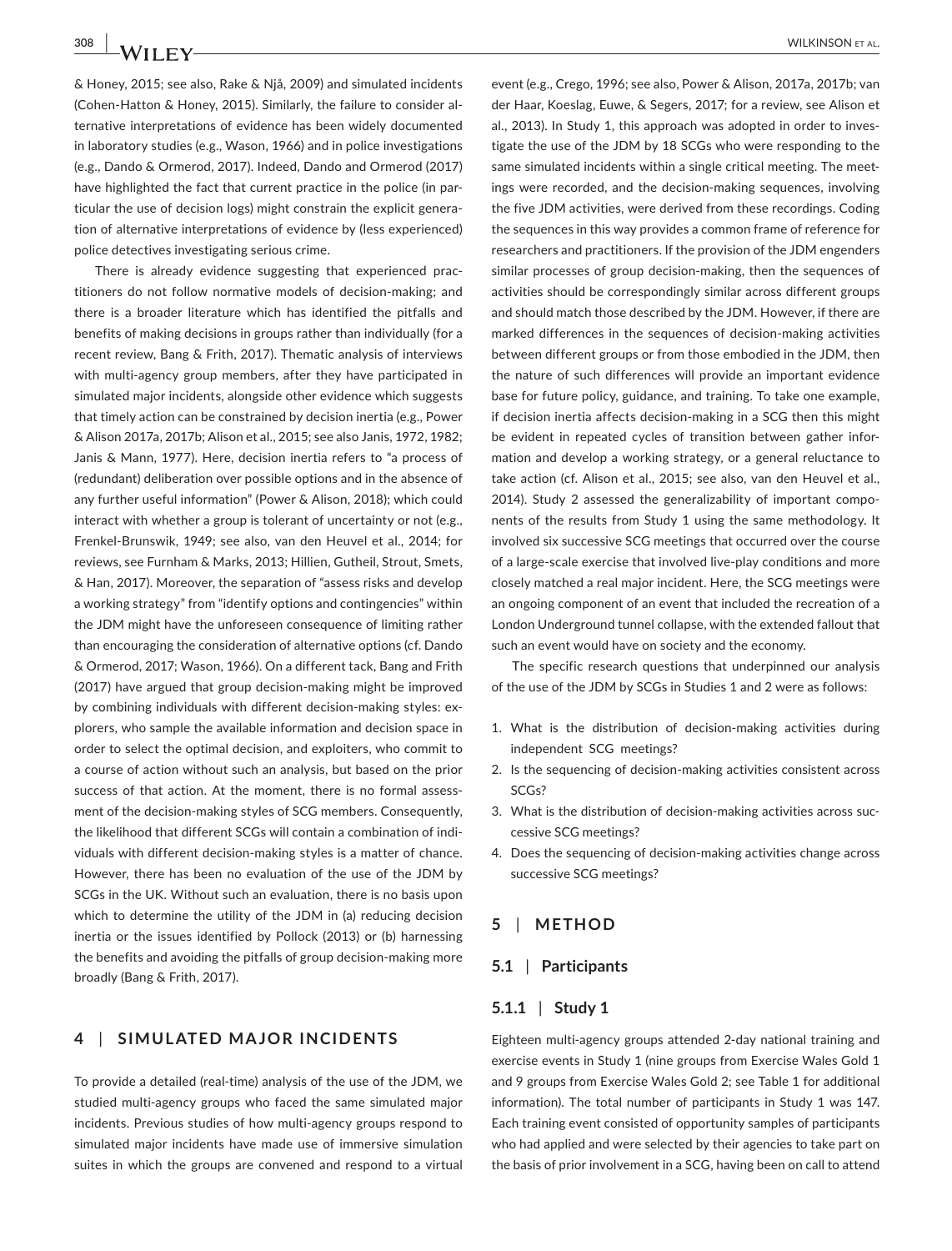& Honey, 2015; see also, Rake & Njå, 2009) and simulated incidents (Cohen-Hatton & Honey, 2015). Similarly, the failure to consider alternative interpretations of evidence has been widely documented in laboratory studies (e.g., Wason, 1966) and in police investigations (e.g., Dando & Ormerod, 2017). Indeed, Dando and Ormerod (2017) have highlighted the fact that current practice in the police (in particular the use of decision logs) might constrain the explicit generation of alternative interpretations of evidence by (less experienced) police detectives investigating serious crime.

There is already evidence suggesting that experienced practitioners do not follow normative models of decision-making; and there is a broader literature which has identified the pitfalls and benefits of making decisions in groups rather than individually (for a recent review, Bang & Frith, 2017). Thematic analysis of interviews with multi-agency group members, after they have participated in simulated major incidents, alongside other evidence which suggests that timely action can be constrained by decision inertia (e.g., Power & Alison 2017a, 2017b; Alison et al., 2015; see also Janis, 1972, 1982; Janis & Mann, 1977). Here, decision inertia refers to "a process of (redundant) deliberation over possible options and in the absence of any further useful information" (Power & Alison, 2018); which could interact with whether a group is tolerant of uncertainty or not (e.g., Frenkel-Brunswik, 1949; see also, van den Heuvel et al., 2014; for reviews, see Furnham & Marks, 2013; Hillien, Gutheil, Strout, Smets, & Han, 2017). Moreover, the separation of "assess risks and develop a working strategy" from "identify options and contingencies" within the JDM might have the unforeseen consequence of limiting rather than encouraging the consideration of alternative options (cf. Dando & Ormerod, 2017; Wason, 1966). On a different tack, Bang and Frith (2017) have argued that group decision-making might be improved by combining individuals with different decision-making styles: explorers, who sample the available information and decision space in order to select the optimal decision, and exploiters, who commit to a course of action without such an analysis, but based on the prior success of that action. At the moment, there is no formal assessment of the decision-making styles of SCG members. Consequently, the likelihood that different SCGs will contain a combination of individuals with different decision-making styles is a matter of chance. However, there has been no evaluation of the use of the JDM by SCGs in the UK. Without such an evaluation, there is no basis upon which to determine the utility of the JDM in (a) reducing decision inertia or the issues identified by Pollock (2013) or (b) harnessing the benefits and avoiding the pitfalls of group decision-making more broadly (Bang & Frith, 2017).

## 4 | SIMULATED MAJOR INCIDENTS

To provide a detailed (real-time) analysis of the use of the JDM, we studied multi-agency groups who faced the same simulated major incidents. Previous studies of how multi-agency groups respond to simulated major incidents have made use of immersive simulation suites in which the groups are convened and respond to a virtual event (e.g., Crego, 1996; see also, Power & Alison, 2017a, 2017b; van der Haar, Koeslag, Euwe, & Segers, 2017; for a review, see Alison et al., 2013). In Study 1, this approach was adopted in order to investigate the use of the JDM by 18 SCGs who were responding to the same simulated incidents within a single critical meeting. The meetings were recorded, and the decision-making sequences, involving the five JDM activities, were derived from these recordings. Coding the sequences in this way provides a common frame of reference for researchers and practitioners. If the provision of the JDM engenders similar processes of group decision-making, then the sequences of activities should be correspondingly similar across different groups and should match those described by the JDM. However, if there are marked differences in the sequences of decision-making activities between different groups or from those embodied in the JDM, then the nature of such differences will provide an important evidence base for future policy, guidance, and training. To take one example, if decision inertia affects decision-making in a SCG then this might be evident in repeated cycles of transition between gather information and develop a working strategy, or a general reluctance to take action (cf. Alison et al., 2015; see also, van den Heuvel et al., 2014). Study 2 assessed the generalizability of important components of the results from Study 1 using the same methodology. It involved six successive SCG meetings that occurred over the course of a large-scale exercise that involved live-play conditions and more closely matched a real major incident. Here, the SCG meetings were an ongoing component of an event that included the recreation of a London Underground tunnel collapse, with the extended fallout that such an event would have on society and the economy.

The specific research questions that underpinned our analysis of the use of the JDM by SCGs in Studies 1 and 2 were as follows:

1. What is the distribution of decision-making activities during independent SCG meetings?
2. Is the sequencing of decision-making activities consistent across SCGs?
3. What is the distribution of decision-making activities across successive SCG meetings?
4. Does the sequencing of decision-making activities change across successive SCG meetings?

## 5 | METHOD

### 5.1 | Participants

#### 5.1.1 | Study 1

Eighteen multi-agency groups attended 2-day national training and exercise events in Study 1 (nine groups from Exercise Wales Gold 1 and 9 groups from Exercise Wales Gold 2; see Table 1 for additional information). The total number of participants in Study 1 was 147. Each training event consisted of opportunity samples of participants who had applied and were selected by their agencies to take part on the basis of prior involvement in a SCG, having been on call to attend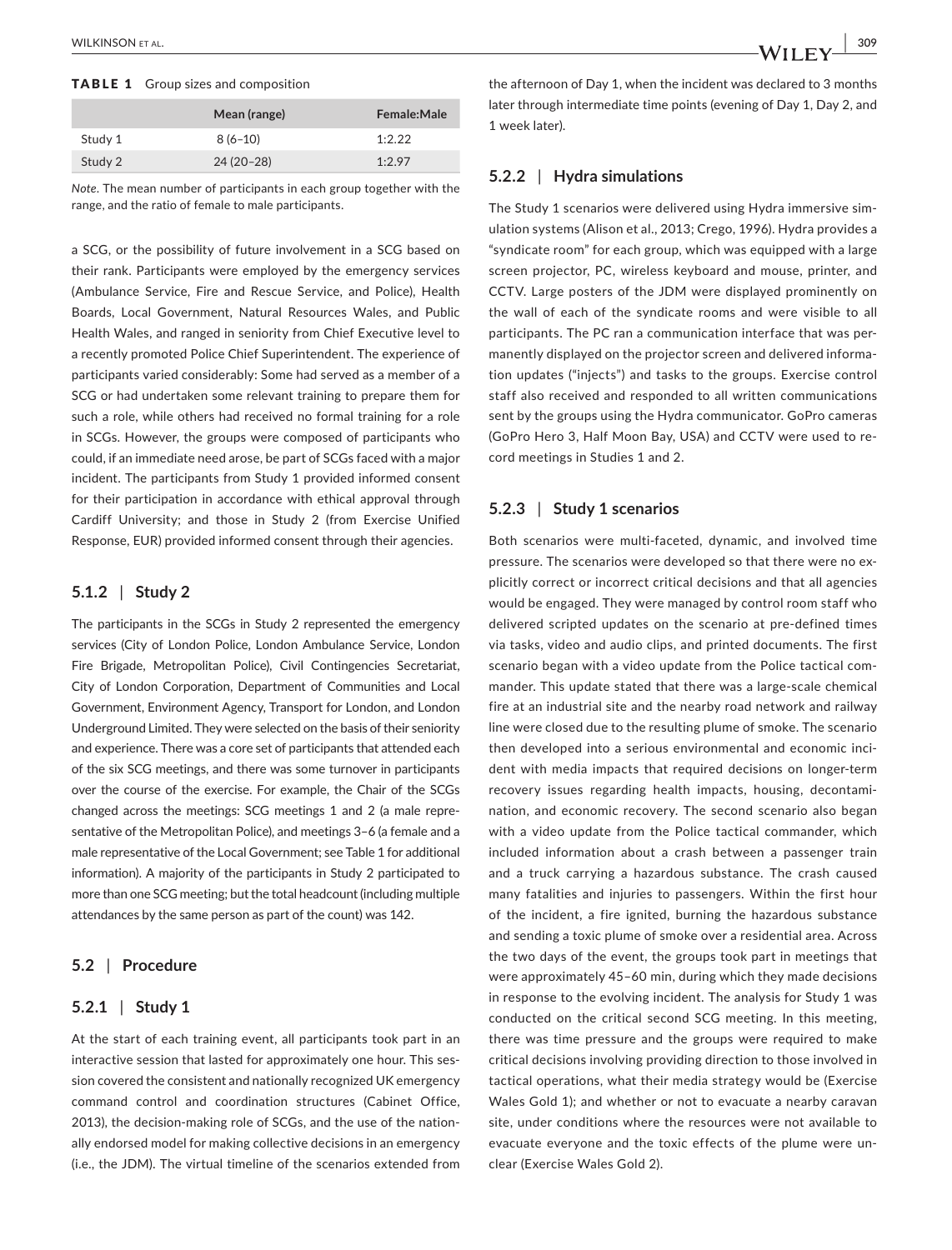**TABLE 1** Group sizes and composition

| | Mean (range) | Female:Male |
|---|---|---|
| Study 1 | 8 (6–10) | 1:2.22 |
| Study 2 | 24 (20–28) | 1:2.97 |

*Note*. The mean number of participants in each group together with the range, and the ratio of female to male participants.

a SCG, or the possibility of future involvement in a SCG based on their rank. Participants were employed by the emergency services (Ambulance Service, Fire and Rescue Service, and Police), Health Boards, Local Government, Natural Resources Wales, and Public Health Wales, and ranged in seniority from Chief Executive level to a recently promoted Police Chief Superintendent. The experience of participants varied considerably: Some had served as a member of a SCG or had undertaken some relevant training to prepare them for such a role, while others had received no formal training for a role in SCGs. However, the groups were composed of participants who could, if an immediate need arose, be part of SCGs faced with a major incident. The participants from Study 1 provided informed consent for their participation in accordance with ethical approval through Cardiff University; and those in Study 2 (from Exercise Unified Response, EUR) provided informed consent through their agencies.

### 5.1.2 | Study 2

The participants in the SCGs in Study 2 represented the emergency services (City of London Police, London Ambulance Service, London Fire Brigade, Metropolitan Police), Civil Contingencies Secretariat, City of London Corporation, Department of Communities and Local Government, Environment Agency, Transport for London, and London Underground Limited. They were selected on the basis of their seniority and experience. There was a core set of participants that attended each of the six SCG meetings, and there was some turnover in participants over the course of the exercise. For example, the Chair of the SCGs changed across the meetings: SCG meetings 1 and 2 (a male representative of the Metropolitan Police), and meetings 3–6 (a female and a male representative of the Local Government; see Table 1 for additional information). A majority of the participants in Study 2 participated to more than one SCG meeting; but the total headcount (including multiple attendances by the same person as part of the count) was 142.

## 5.2 | Procedure

### 5.2.1 | Study 1

At the start of each training event, all participants took part in an interactive session that lasted for approximately one hour. This session covered the consistent and nationally recognized UK emergency command control and coordination structures (Cabinet Office, 2013), the decision-making role of SCGs, and the use of the nationally endorsed model for making collective decisions in an emergency (i.e., the JDM). The virtual timeline of the scenarios extended from the afternoon of Day 1, when the incident was declared to 3 months later through intermediate time points (evening of Day 1, Day 2, and 1 week later).

### 5.2.2 | Hydra simulations

The Study 1 scenarios were delivered using Hydra immersive simulation systems (Alison et al., 2013; Crego, 1996). Hydra provides a "syndicate room" for each group, which was equipped with a large screen projector, PC, wireless keyboard and mouse, printer, and CCTV. Large posters of the JDM were displayed prominently on the wall of each of the syndicate rooms and were visible to all participants. The PC ran a communication interface that was permanently displayed on the projector screen and delivered information updates ("injects") and tasks to the groups. Exercise control staff also received and responded to all written communications sent by the groups using the Hydra communicator. GoPro cameras (GoPro Hero 3, Half Moon Bay, USA) and CCTV were used to record meetings in Studies 1 and 2.

### 5.2.3 | Study 1 scenarios

Both scenarios were multi-faceted, dynamic, and involved time pressure. The scenarios were developed so that there were no explicitly correct or incorrect critical decisions and that all agencies would be engaged. They were managed by control room staff who delivered scripted updates on the scenario at pre-defined times via tasks, video and audio clips, and printed documents. The first scenario began with a video update from the Police tactical commander. This update stated that there was a large-scale chemical fire at an industrial site and the nearby road network and railway line were closed due to the resulting plume of smoke. The scenario then developed into a serious environmental and economic incident with media impacts that required decisions on longer-term recovery issues regarding health impacts, housing, decontamination, and economic recovery. The second scenario also began with a video update from the Police tactical commander, which included information about a crash between a passenger train and a truck carrying a hazardous substance. The crash caused many fatalities and injuries to passengers. Within the first hour of the incident, a fire ignited, burning the hazardous substance and sending a toxic plume of smoke over a residential area. Across the two days of the event, the groups took part in meetings that were approximately 45–60 min, during which they made decisions in response to the evolving incident. The analysis for Study 1 was conducted on the critical second SCG meeting. In this meeting, there was time pressure and the groups were required to make critical decisions involving providing direction to those involved in tactical operations, what their media strategy would be (Exercise Wales Gold 1); and whether or not to evacuate a nearby caravan site, under conditions where the resources were not available to evacuate everyone and the toxic effects of the plume were unclear (Exercise Wales Gold 2).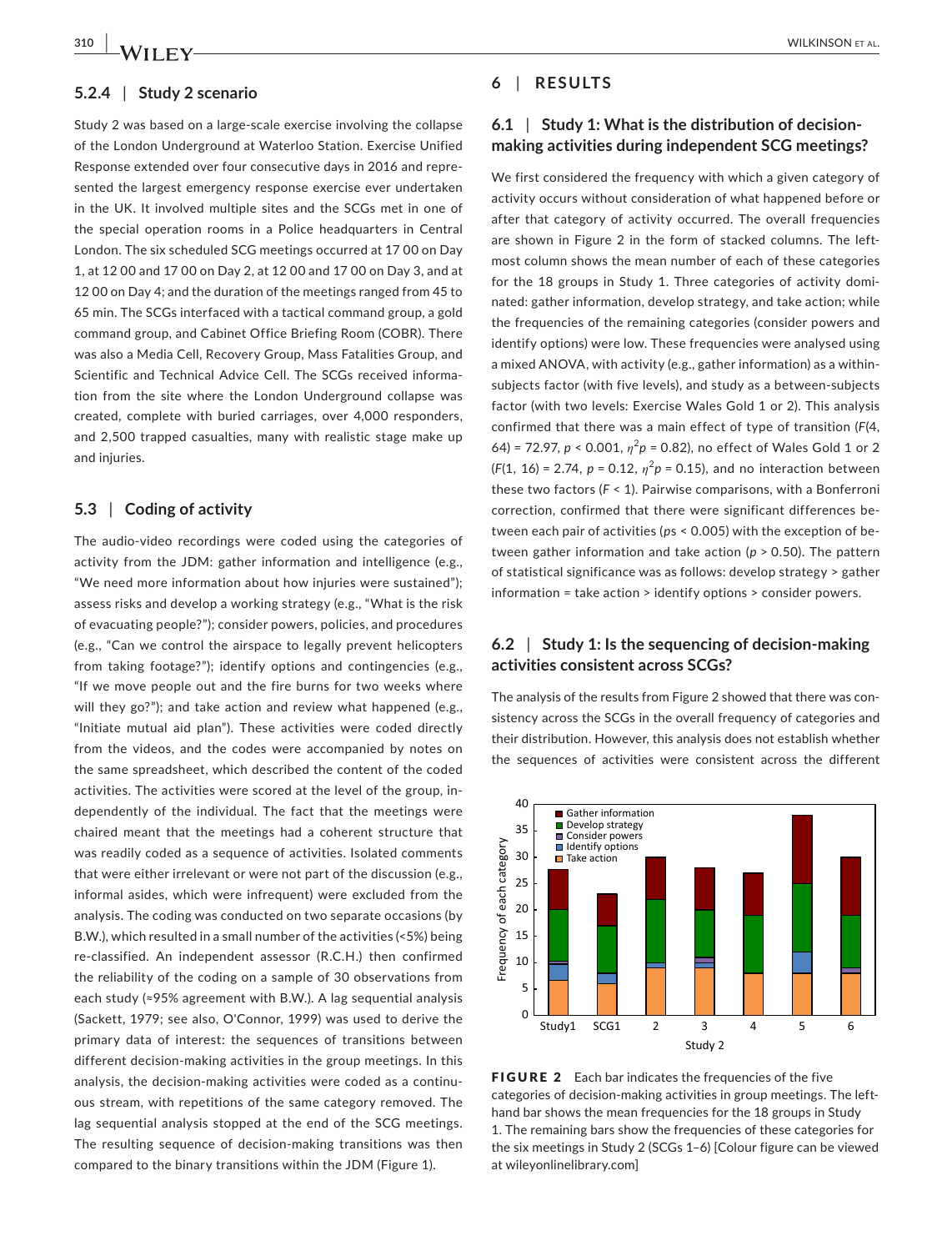### 5.2.4 | Study 2 scenario

Study 2 was based on a large-scale exercise involving the collapse of the London Underground at Waterloo Station. Exercise Unified Response extended over four consecutive days in 2016 and represented the largest emergency response exercise ever undertaken in the UK. It involved multiple sites and the SCGs met in one of the special operation rooms in a Police headquarters in Central London. The six scheduled SCG meetings occurred at 17 00 on Day 1, at 12 00 and 17 00 on Day 2, at 12 00 and 17 00 on Day 3, and at 12 00 on Day 4; and the duration of the meetings ranged from 45 to 65 min. The SCGs interfaced with a tactical command group, a gold command group, and Cabinet Office Briefing Room (COBR). There was also a Media Cell, Recovery Group, Mass Fatalities Group, and Scientific and Technical Advice Cell. The SCGs received information from the site where the London Underground collapse was created, complete with buried carriages, over 4,000 responders, and 2,500 trapped casualties, many with realistic stage make up and injuries.

### 5.3 | Coding of activity

The audio-video recordings were coded using the categories of activity from the JDM: gather information and intelligence (e.g., "We need more information about how injuries were sustained"); assess risks and develop a working strategy (e.g., "What is the risk of evacuating people?"); consider powers, policies, and procedures (e.g., "Can we control the airspace to legally prevent helicopters from taking footage?"); identify options and contingencies (e.g., "If we move people out and the fire burns for two weeks where will they go?"); and take action and review what happened (e.g., "Initiate mutual aid plan"). These activities were coded directly from the videos, and the codes were accompanied by notes on the same spreadsheet, which described the content of the coded activities. The activities were scored at the level of the group, independently of the individual. The fact that the meetings were chaired meant that the meetings had a coherent structure that was readily coded as a sequence of activities. Isolated comments that were either irrelevant or were not part of the discussion (e.g., informal asides, which were infrequent) were excluded from the analysis. The coding was conducted on two separate occasions (by B.W.), which resulted in a small number of the activities (<5%) being re-classified. An independent assessor (R.C.H.) then confirmed the reliability of the coding on a sample of 30 observations from each study (≈95% agreement with B.W.). A lag sequential analysis (Sackett, 1979; see also, O'Connor, 1999) was used to derive the primary data of interest: the sequences of transitions between different decision-making activities in the group meetings. In this analysis, the decision-making activities were coded as a continuous stream, with repetitions of the same category removed. The lag sequential analysis stopped at the end of the SCG meetings. The resulting sequence of decision-making transitions was then compared to the binary transitions within the JDM (Figure 1).

## 6 | RESULTS

### 6.1 | Study 1: What is the distribution of decision-making activities during independent SCG meetings?

We first considered the frequency with which a given category of activity occurs without consideration of what happened before or after that category of activity occurred. The overall frequencies are shown in Figure 2 in the form of stacked columns. The left-most column shows the mean number of each of these categories for the 18 groups in Study 1. Three categories of activity dominated: gather information, develop strategy, and take action; while the frequencies of the remaining categories (consider powers and identify options) were low. These frequencies were analysed using a mixed ANOVA, with activity (e.g., gather information) as a within-subjects factor (with five levels), and study as a between-subjects factor (with two levels: Exercise Wales Gold 1 or 2). This analysis confirmed that there was a main effect of type of transition ($F(4, 64) = 72.97$, $p < 0.001$, $\eta^2 p = 0.82$), no effect of Wales Gold 1 or 2 ($F(1, 16) = 2.74$, $p = 0.12$, $\eta^2 p = 0.15$), and no interaction between these two factors ($F < 1$). Pairwise comparisons, with a Bonferroni correction, confirmed that there were significant differences between each pair of activities ($ps < 0.005$) with the exception of between gather information and take action ($p > 0.50$). The pattern of statistical significance was as follows: develop strategy > gather information = take action > identify options > consider powers.

### 6.2 | Study 1: Is the sequencing of decision-making activities consistent across SCGs?

The analysis of the results from Figure 2 showed that there was consistency across the SCGs in the overall frequency of categories and their distribution. However, this analysis does not establish whether the sequences of activities were consistent across the different

**FIGURE 2** Each bar indicates the frequencies of the five categories of decision-making activities in group meetings. The left-hand bar shows the mean frequencies for the 18 groups in Study 1. The remaining bars show the frequencies of these categories for the six meetings in Study 2 (SCGs 1–6) [Colour figure can be viewed at wileyonlinelibrary.com]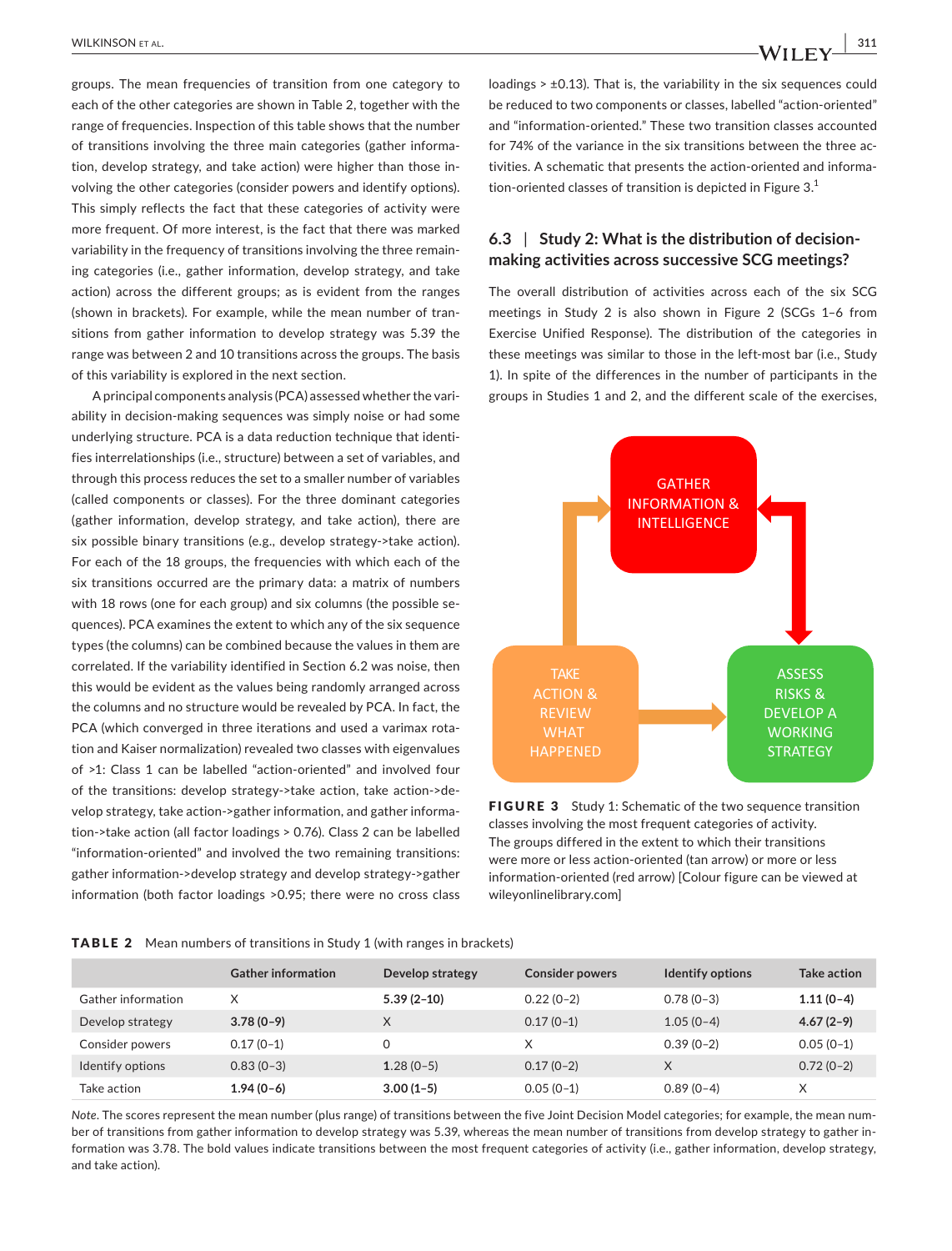groups. The mean frequencies of transition from one category to each of the other categories are shown in Table 2, together with the range of frequencies. Inspection of this table shows that the number of transitions involving the three main categories (gather information, develop strategy, and take action) were higher than those involving the other categories (consider powers and identify options). This simply reflects the fact that these categories of activity were more frequent. Of more interest, is the fact that there was marked variability in the frequency of transitions involving the three remaining categories (i.e., gather information, develop strategy, and take action) across the different groups; as is evident from the ranges (shown in brackets). For example, while the mean number of transitions from gather information to develop strategy was 5.39 the range was between 2 and 10 transitions across the groups. The basis of this variability is explored in the next section.

A principal components analysis (PCA) assessed whether the variability in decision-making sequences was simply noise or had some underlying structure. PCA is a data reduction technique that identifies interrelationships (i.e., structure) between a set of variables, and through this process reduces the set to a smaller number of variables (called components or classes). For the three dominant categories (gather information, develop strategy, and take action), there are six possible binary transitions (e.g., develop strategy->take action). For each of the 18 groups, the frequencies with which each of the six transitions occurred are the primary data: a matrix of numbers with 18 rows (one for each group) and six columns (the possible sequences). PCA examines the extent to which any of the six sequence types (the columns) can be combined because the values in them are correlated. If the variability identified in Section 6.2 was noise, then this would be evident as the values being randomly arranged across the columns and no structure would be revealed by PCA. In fact, the PCA (which converged in three iterations and used a varimax rotation and Kaiser normalization) revealed two classes with eigenvalues of >1: Class 1 can be labelled "action-oriented" and involved four of the transitions: develop strategy->take action, take action->develop strategy, take action->gather information, and gather information->take action (all factor loadings > 0.76). Class 2 can be labelled "information-oriented" and involved the two remaining transitions: gather information->develop strategy and develop strategy->gather information (both factor loadings >0.95; there were no cross class loadings > ±0.13). That is, the variability in the six sequences could be reduced to two components or classes, labelled "action-oriented" and "information-oriented." These two transition classes accounted for 74% of the variance in the six transitions between the three activities. A schematic that presents the action-oriented and information-oriented classes of transition is depicted in Figure 3.[1]

## 6.3 | Study 2: What is the distribution of decision-making activities across successive SCG meetings?

The overall distribution of activities across each of the six SCG meetings in Study 2 is also shown in Figure 2 (SCGs 1–6 from Exercise Unified Response). The distribution of the categories in these meetings was similar to those in the left-most bar (i.e., Study 1). In spite of the differences in the number of participants in the groups in Studies 1 and 2, and the different scale of the exercises,

GATHER INFORMATION & INTELLIGENCE

TAKE ACTION & REVIEW WHAT HAPPENED

ASSESS RISKS & DEVELOP A WORKING STRATEGY

**FIGURE 3** Study 1: Schematic of the two sequence transition classes involving the most frequent categories of activity. The groups differed in the extent to which their transitions were more or less action-oriented (tan arrow) or more or less information-oriented (red arrow) [Colour figure can be viewed at wileyonlinelibrary.com]

**TABLE 2** Mean numbers of transitions in Study 1 (with ranges in brackets)

| | Gather information | Develop strategy | Consider powers | Identify options | Take action |
|---|---|---|---|---|---|
| Gather information | X | **5.39 (2–10)** | 0.22 (0–2) | 0.78 (0–3) | **1.11 (0–4)** |
| Develop strategy | **3.78 (0–9)** | X | 0.17 (0–1) | 1.05 (0–4) | **4.67 (2–9)** |
| Consider powers | 0.17 (0–1) | 0 | X | 0.39 (0–2) | 0.05 (0–1) |
| Identify options | 0.83 (0–3) | 1.28 (0–5) | 0.17 (0–2) | X | 0.72 (0–2) |
| Take action | **1.94 (0–6)** | **3.00 (1–5)** | 0.05 (0–1) | 0.89 (0–4) | X |

*Note.* The scores represent the mean number (plus range) of transitions between the five Joint Decision Model categories; for example, the mean number of transitions from gather information to develop strategy was 5.39, whereas the mean number of transitions from develop strategy to gather information was 3.78. The bold values indicate transitions between the most frequent categories of activity (i.e., gather information, develop strategy, and take action).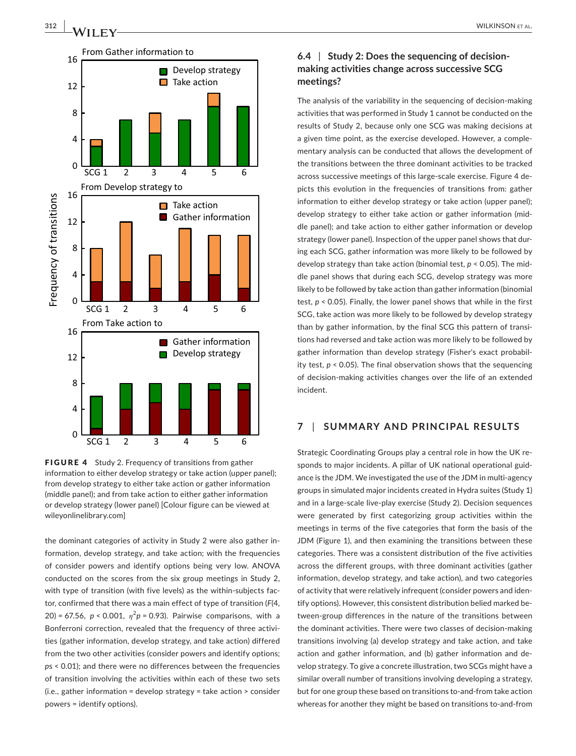FIGURE 4 Study 2. Frequency of transitions from gather information to either develop strategy or take action (upper panel); from develop strategy to either take action or gather information (middle panel); and from take action to either gather information or develop strategy (lower panel) [Colour figure can be viewed at wileyonlinelibrary.com]

the dominant categories of activity in Study 2 were also gather information, develop strategy, and take action; with the frequencies of consider powers and identify options being very low. ANOVA conducted on the scores from the six group meetings in Study 2, with type of transition (with five levels) as the within-subjects factor, confirmed that there was a main effect of type of transition ($F(4, 20) = 67.56$, $p < 0.001$, $\eta^2 p = 0.93$). Pairwise comparisons, with a Bonferroni correction, revealed that the frequency of three activities (gather information, develop strategy, and take action) differed from the two other activities (consider powers and identify options; $ps < 0.01$); and there were no differences between the frequencies of transition involving the activities within each of these two sets (i.e., gather information = develop strategy = take action > consider powers = identify options).

### 6.4 | Study 2: Does the sequencing of decision-making activities change across successive SCG meetings?

The analysis of the variability in the sequencing of decision-making activities that was performed in Study 1 cannot be conducted on the results of Study 2, because only one SCG was making decisions at a given time point, as the exercise developed. However, a complementary analysis can be conducted that allows the development of the transitions between the three dominant activities to be tracked across successive meetings of this large-scale exercise. Figure 4 depicts this evolution in the frequencies of transitions from: gather information to either develop strategy or take action (upper panel); develop strategy to either take action or gather information (middle panel); and take action to either gather information or develop strategy (lower panel). Inspection of the upper panel shows that during each SCG, gather information was more likely to be followed by develop strategy than take action (binomial test, $p < 0.05$). The middle panel shows that during each SCG, develop strategy was more likely to be followed by take action than gather information (binomial test, $p < 0.05$). Finally, the lower panel shows that while in the first SCG, take action was more likely to be followed by develop strategy than by gather information, by the final SCG this pattern of transitions had reversed and take action was more likely to be followed by gather information than develop strategy (Fisher's exact probability test, $p < 0.05$). The final observation shows that the sequencing of decision-making activities changes over the life of an extended incident.

## 7 | SUMMARY AND PRINCIPAL RESULTS

Strategic Coordinating Groups play a central role in how the UK responds to major incidents. A pillar of UK national operational guidance is the JDM. We investigated the use of the JDM in multi-agency groups in simulated major incidents created in Hydra suites (Study 1) and in a large-scale live-play exercise (Study 2). Decision sequences were generated by first categorizing group activities within the meetings in terms of the five categories that form the basis of the JDM (Figure 1), and then examining the transitions between these categories. There was a consistent distribution of the five activities across the different groups, with three dominant activities (gather information, develop strategy, and take action), and two categories of activity that were relatively infrequent (consider powers and identify options). However, this consistent distribution belied marked between-group differences in the nature of the transitions between the dominant activities. There were two classes of decision-making transitions involving (a) develop strategy and take action, and take action and gather information, and (b) gather information and develop strategy. To give a concrete illustration, two SCGs might have a similar overall number of transitions involving developing a strategy, but for one group these based on transitions to-and-from take action whereas for another they might be based on transitions to-and-from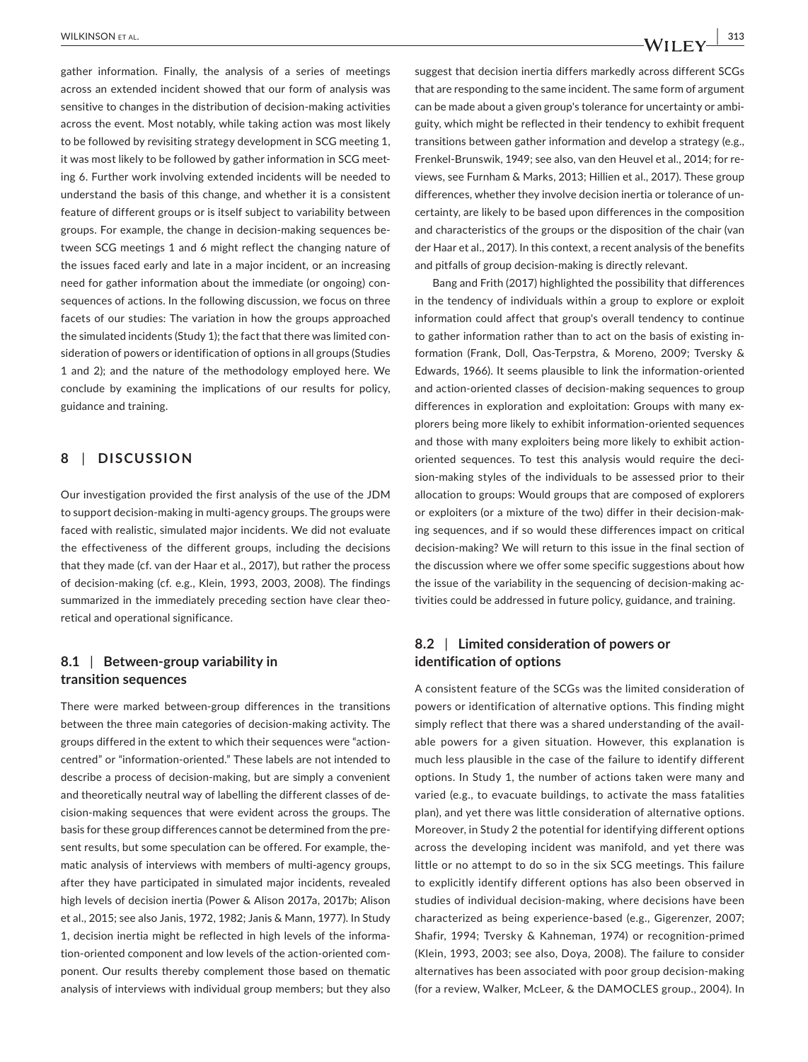gather information. Finally, the analysis of a series of meetings across an extended incident showed that our form of analysis was sensitive to changes in the distribution of decision-making activities across the event. Most notably, while taking action was most likely to be followed by revisiting strategy development in SCG meeting 1, it was most likely to be followed by gather information in SCG meeting 6. Further work involving extended incidents will be needed to understand the basis of this change, and whether it is a consistent feature of different groups or is itself subject to variability between groups. For example, the change in decision-making sequences between SCG meetings 1 and 6 might reflect the changing nature of the issues faced early and late in a major incident, or an increasing need for gather information about the immediate (or ongoing) consequences of actions. In the following discussion, we focus on three facets of our studies: The variation in how the groups approached the simulated incidents (Study 1); the fact that there was limited consideration of powers or identification of options in all groups (Studies 1 and 2); and the nature of the methodology employed here. We conclude by examining the implications of our results for policy, guidance and training.

## 8 | DISCUSSION

Our investigation provided the first analysis of the use of the JDM to support decision-making in multi-agency groups. The groups were faced with realistic, simulated major incidents. We did not evaluate the effectiveness of the different groups, including the decisions that they made (cf. van der Haar et al., 2017), but rather the process of decision-making (cf. e.g., Klein, 1993, 2003, 2008). The findings summarized in the immediately preceding section have clear theoretical and operational significance.

### 8.1 | Between-group variability in transition sequences

There were marked between-group differences in the transitions between the three main categories of decision-making activity. The groups differed in the extent to which their sequences were "action-centred" or "information-oriented." These labels are not intended to describe a process of decision-making, but are simply a convenient and theoretically neutral way of labelling the different classes of decision-making sequences that were evident across the groups. The basis for these group differences cannot be determined from the present results, but some speculation can be offered. For example, thematic analysis of interviews with members of multi-agency groups, after they have participated in simulated major incidents, revealed high levels of decision inertia (Power & Alison 2017a, 2017b; Alison et al., 2015; see also Janis, 1972, 1982; Janis & Mann, 1977). In Study 1, decision inertia might be reflected in high levels of the information-oriented component and low levels of the action-oriented component. Our results thereby complement those based on thematic analysis of interviews with individual group members; but they also suggest that decision inertia differs markedly across different SCGs that are responding to the same incident. The same form of argument can be made about a given group's tolerance for uncertainty or ambiguity, which might be reflected in their tendency to exhibit frequent transitions between gather information and develop a strategy (e.g., Frenkel-Brunswik, 1949; see also, van den Heuvel et al., 2014; for reviews, see Furnham & Marks, 2013; Hillien et al., 2017). These group differences, whether they involve decision inertia or tolerance of uncertainty, are likely to be based upon differences in the composition and characteristics of the groups or the disposition of the chair (van der Haar et al., 2017). In this context, a recent analysis of the benefits and pitfalls of group decision-making is directly relevant.

Bang and Frith (2017) highlighted the possibility that differences in the tendency of individuals within a group to explore or exploit information could affect that group's overall tendency to continue to gather information rather than to act on the basis of existing information (Frank, Doll, Oas-Terpstra, & Moreno, 2009; Tversky & Edwards, 1966). It seems plausible to link the information-oriented and action-oriented classes of decision-making sequences to group differences in exploration and exploitation: Groups with many explorers being more likely to exhibit information-oriented sequences and those with many exploiters being more likely to exhibit action-oriented sequences. To test this analysis would require the decision-making styles of the individuals to be assessed prior to their allocation to groups: Would groups that are composed of explorers or exploiters (or a mixture of the two) differ in their decision-making sequences, and if so would these differences impact on critical decision-making? We will return to this issue in the final section of the discussion where we offer some specific suggestions about how the issue of the variability in the sequencing of decision-making activities could be addressed in future policy, guidance, and training.

### 8.2 | Limited consideration of powers or identification of options

A consistent feature of the SCGs was the limited consideration of powers or identification of alternative options. This finding might simply reflect that there was a shared understanding of the available powers for a given situation. However, this explanation is much less plausible in the case of the failure to identify different options. In Study 1, the number of actions taken were many and varied (e.g., to evacuate buildings, to activate the mass fatalities plan), and yet there was little consideration of alternative options. Moreover, in Study 2 the potential for identifying different options across the developing incident was manifold, and yet there was little or no attempt to do so in the six SCG meetings. This failure to explicitly identify different options has also been observed in studies of individual decision-making, where decisions have been characterized as being experience-based (e.g., Gigerenzer, 2007; Shafir, 1994; Tversky & Kahneman, 1974) or recognition-primed (Klein, 1993, 2003; see also, Doya, 2008). The failure to consider alternatives has been associated with poor group decision-making (for a review, Walker, McLeer, & the DAMOCLES group., 2004). In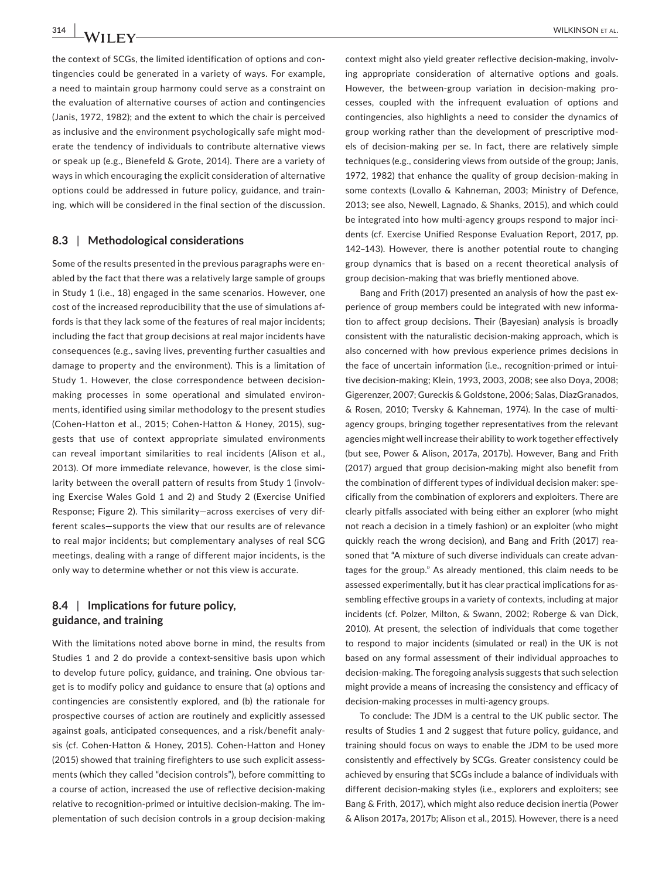the context of SCGs, the limited identification of options and contingencies could be generated in a variety of ways. For example, a need to maintain group harmony could serve as a constraint on the evaluation of alternative courses of action and contingencies (Janis, 1972, 1982); and the extent to which the chair is perceived as inclusive and the environment psychologically safe might moderate the tendency of individuals to contribute alternative views or speak up (e.g., Bienefeld & Grote, 2014). There are a variety of ways in which encouraging the explicit consideration of alternative options could be addressed in future policy, guidance, and training, which will be considered in the final section of the discussion.

### 8.3 | Methodological considerations

Some of the results presented in the previous paragraphs were enabled by the fact that there was a relatively large sample of groups in Study 1 (i.e., 18) engaged in the same scenarios. However, one cost of the increased reproducibility that the use of simulations affords is that they lack some of the features of real major incidents; including the fact that group decisions at real major incidents have consequences (e.g., saving lives, preventing further casualties and damage to property and the environment). This is a limitation of Study 1. However, the close correspondence between decision-making processes in some operational and simulated environments, identified using similar methodology to the present studies (Cohen-Hatton et al., 2015; Cohen-Hatton & Honey, 2015), suggests that use of context appropriate simulated environments can reveal important similarities to real incidents (Alison et al., 2013). Of more immediate relevance, however, is the close similarity between the overall pattern of results from Study 1 (involving Exercise Wales Gold 1 and 2) and Study 2 (Exercise Unified Response; Figure 2). This similarity—across exercises of very different scales—supports the view that our results are of relevance to real major incidents; but complementary analyses of real SCG meetings, dealing with a range of different major incidents, is the only way to determine whether or not this view is accurate.

### 8.4 | Implications for future policy, guidance, and training

With the limitations noted above borne in mind, the results from Studies 1 and 2 do provide a context-sensitive basis upon which to develop future policy, guidance, and training. One obvious target is to modify policy and guidance to ensure that (a) options and contingencies are consistently explored, and (b) the rationale for prospective courses of action are routinely and explicitly assessed against goals, anticipated consequences, and a risk/benefit analysis (cf. Cohen-Hatton & Honey, 2015). Cohen-Hatton and Honey (2015) showed that training firefighters to use such explicit assessments (which they called "decision controls"), before committing to a course of action, increased the use of reflective decision-making relative to recognition-primed or intuitive decision-making. The implementation of such decision controls in a group decision-making context might also yield greater reflective decision-making, involving appropriate consideration of alternative options and goals. However, the between-group variation in decision-making processes, coupled with the infrequent evaluation of options and contingencies, also highlights a need to consider the dynamics of group working rather than the development of prescriptive models of decision-making per se. In fact, there are relatively simple techniques (e.g., considering views from outside of the group; Janis, 1972, 1982) that enhance the quality of group decision-making in some contexts (Lovallo & Kahneman, 2003; Ministry of Defence, 2013; see also, Newell, Lagnado, & Shanks, 2015), and which could be integrated into how multi-agency groups respond to major incidents (cf. Exercise Unified Response Evaluation Report, 2017, pp. 142–143). However, there is another potential route to changing group dynamics that is based on a recent theoretical analysis of group decision-making that was briefly mentioned above.

Bang and Frith (2017) presented an analysis of how the past experience of group members could be integrated with new information to affect group decisions. Their (Bayesian) analysis is broadly consistent with the naturalistic decision-making approach, which is also concerned with how previous experience primes decisions in the face of uncertain information (i.e., recognition-primed or intuitive decision-making; Klein, 1993, 2003, 2008; see also Doya, 2008; Gigerenzer, 2007; Gureckis & Goldstone, 2006; Salas, DiazGranados, & Rosen, 2010; Tversky & Kahneman, 1974). In the case of multi-agency groups, bringing together representatives from the relevant agencies might well increase their ability to work together effectively (but see, Power & Alison, 2017a, 2017b). However, Bang and Frith (2017) argued that group decision-making might also benefit from the combination of different types of individual decision maker: specifically from the combination of explorers and exploiters. There are clearly pitfalls associated with being either an explorer (who might not reach a decision in a timely fashion) or an exploiter (who might quickly reach the wrong decision), and Bang and Frith (2017) reasoned that "A mixture of such diverse individuals can create advantages for the group." As already mentioned, this claim needs to be assessed experimentally, but it has clear practical implications for assembling effective groups in a variety of contexts, including at major incidents (cf. Polzer, Milton, & Swann, 2002; Roberge & van Dick, 2010). At present, the selection of individuals that come together to respond to major incidents (simulated or real) in the UK is not based on any formal assessment of their individual approaches to decision-making. The foregoing analysis suggests that such selection might provide a means of increasing the consistency and efficacy of decision-making processes in multi-agency groups.

To conclude: The JDM is a central to the UK public sector. The results of Studies 1 and 2 suggest that future policy, guidance, and training should focus on ways to enable the JDM to be used more consistently and effectively by SCGs. Greater consistency could be achieved by ensuring that SCGs include a balance of individuals with different decision-making styles (i.e., explorers and exploiters; see Bang & Frith, 2017), which might also reduce decision inertia (Power & Alison 2017a, 2017b; Alison et al., 2015). However, there is a need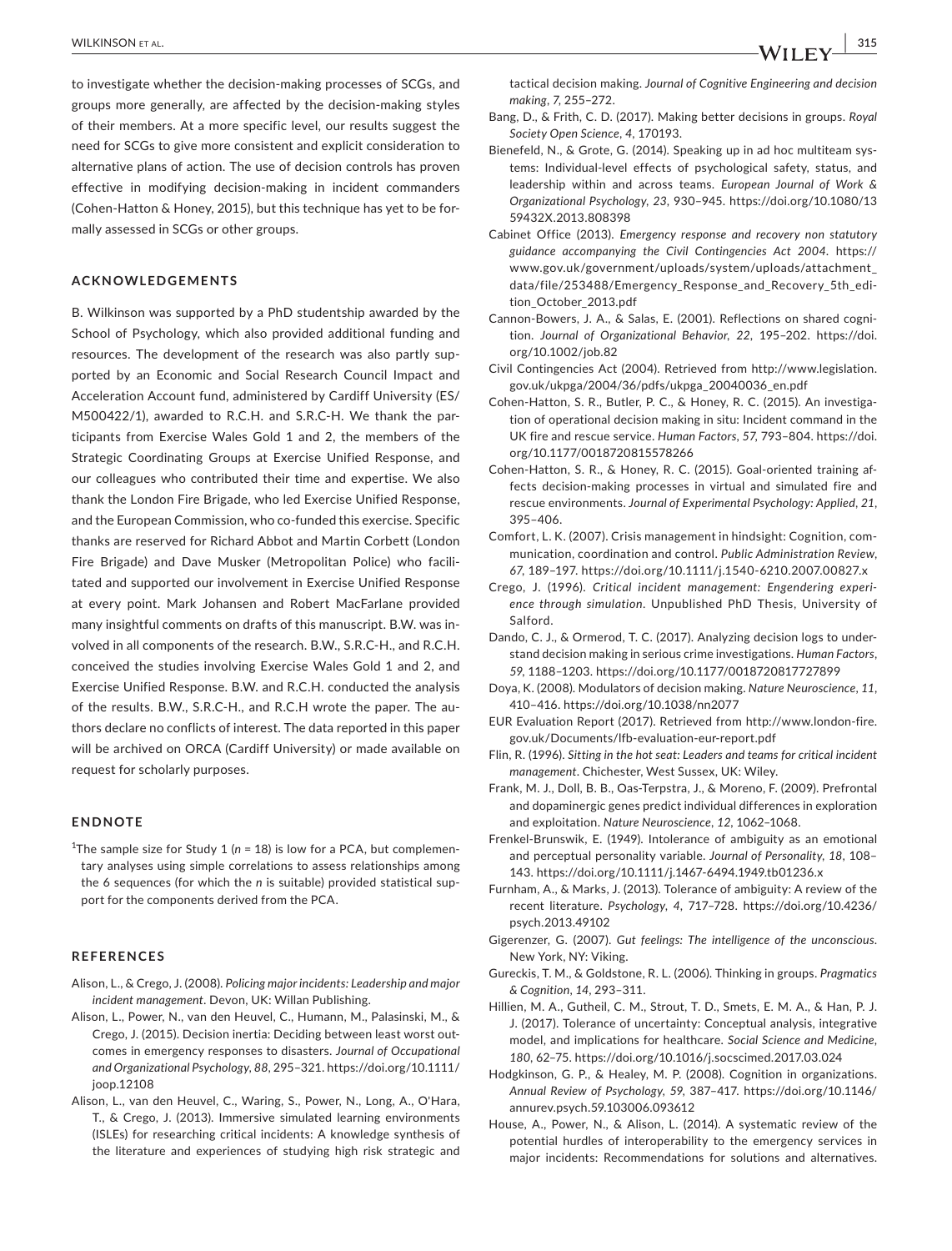to investigate whether the decision-making processes of SCGs, and groups more generally, are affected by the decision-making styles of their members. At a more specific level, our results suggest the need for SCGs to give more consistent and explicit consideration to alternative plans of action. The use of decision controls has proven effective in modifying decision-making in incident commanders (Cohen-Hatton & Honey, 2015), but this technique has yet to be formally assessed in SCGs or other groups.

## ACKNOWLEDGEMENTS

B. Wilkinson was supported by a PhD studentship awarded by the School of Psychology, which also provided additional funding and resources. The development of the research was also partly supported by an Economic and Social Research Council Impact and Acceleration Account fund, administered by Cardiff University (ES/M500422/1), awarded to R.C.H. and S.R.C-H. We thank the participants from Exercise Wales Gold 1 and 2, the members of the Strategic Coordinating Groups at Exercise Unified Response, and our colleagues who contributed their time and expertise. We also thank the London Fire Brigade, who led Exercise Unified Response, and the European Commission, who co-funded this exercise. Specific thanks are reserved for Richard Abbot and Martin Corbett (London Fire Brigade) and Dave Musker (Metropolitan Police) who facilitated and supported our involvement in Exercise Unified Response at every point. Mark Johansen and Robert MacFarlane provided many insightful comments on drafts of this manuscript. B.W. was involved in all components of the research. B.W., S.R.C-H., and R.C.H. conceived the studies involving Exercise Wales Gold 1 and 2, and Exercise Unified Response. B.W. and R.C.H. conducted the analysis of the results. B.W., S.R.C-H., and R.C.H wrote the paper. The authors declare no conflicts of interest. The data reported in this paper will be archived on ORCA (Cardiff University) or made available on request for scholarly purposes.

## ENDNOTE

[1]The sample size for Study 1 ($n$ = 18) is low for a PCA, but complementary analyses using simple correlations to assess relationships among the 6 sequences (for which the $n$ is suitable) provided statistical support for the components derived from the PCA.

## REFERENCES

Alison, L., & Crego, J. (2008). *Policing major incidents: Leadership and major incident management*. Devon, UK: Willan Publishing.

Alison, L., Power, N., van den Heuvel, C., Humann, M., Palasinski, M., & Crego, J. (2015). Decision inertia: Deciding between least worst outcomes in emergency responses to disasters. *Journal of Occupational and Organizational Psychology*, *88*, 295–321. https://doi.org/10.1111/joop.12108

Alison, L., van den Heuvel, C., Waring, S., Power, N., Long, A., O'Hara, T., & Crego, J. (2013). Immersive simulated learning environments (ISLEs) for researching critical incidents: A knowledge synthesis of the literature and experiences of studying high risk strategic and tactical decision making. *Journal of Cognitive Engineering and decision making*, *7*, 255–272.

Bang, D., & Frith, C. D. (2017). Making better decisions in groups. *Royal Society Open Science*, *4*, 170193.

Bienefeld, N., & Grote, G. (2014). Speaking up in ad hoc multiteam systems: Individual-level effects of psychological safety, status, and leadership within and across teams. *European Journal of Work & Organizational Psychology*, *23*, 930–945. https://doi.org/10.1080/1359432X.2013.808398

Cabinet Office (2013). *Emergency response and recovery non statutory guidance accompanying the Civil Contingencies Act 2004*. https://www.gov.uk/government/uploads/system/uploads/attachment_data/file/253488/Emergency_Response_and_Recovery_5th_edition_October_2013.pdf

Cannon-Bowers, J. A., & Salas, E. (2001). Reflections on shared cognition. *Journal of Organizational Behavior*, *22*, 195–202. https://doi.org/10.1002/job.82

Civil Contingencies Act (2004). Retrieved from http://www.legislation.gov.uk/ukpga/2004/36/pdfs/ukpga_20040036_en.pdf

Cohen-Hatton, S. R., Butler, P. C., & Honey, R. C. (2015). An investigation of operational decision making in situ: Incident command in the UK fire and rescue service. *Human Factors*, *57*, 793–804. https://doi.org/10.1177/0018720815578266

Cohen-Hatton, S. R., & Honey, R. C. (2015). Goal-oriented training affects decision-making processes in virtual and simulated fire and rescue environments. *Journal of Experimental Psychology: Applied*, *21*, 395–406.

Comfort, L. K. (2007). Crisis management in hindsight: Cognition, communication, coordination and control. *Public Administration Review*, *67*, 189–197. https://doi.org/10.1111/j.1540-6210.2007.00827.x

Crego, J. (1996). *Critical incident management: Engendering experience through simulation*. Unpublished PhD Thesis, University of Salford.

Dando, C. J., & Ormerod, T. C. (2017). Analyzing decision logs to understand decision making in serious crime investigations. *Human Factors*, *59*, 1188–1203. https://doi.org/10.1177/0018720817727899

Doya, K. (2008). Modulators of decision making. *Nature Neuroscience*, *11*, 410–416. https://doi.org/10.1038/nn2077

EUR Evaluation Report (2017). Retrieved from http://www.london-fire.gov.uk/Documents/lfb-evaluation-eur-report.pdf

Flin, R. (1996). *Sitting in the hot seat: Leaders and teams for critical incident management*. Chichester, West Sussex, UK: Wiley.

Frank, M. J., Doll, B. B., Oas-Terpstra, J., & Moreno, F. (2009). Prefrontal and dopaminergic genes predict individual differences in exploration and exploitation. *Nature Neuroscience*, *12*, 1062–1068.

Frenkel-Brunswik, E. (1949). Intolerance of ambiguity as an emotional and perceptual personality variable. *Journal of Personality*, *18*, 108–143. https://doi.org/10.1111/j.1467-6494.1949.tb01236.x

Furnham, A., & Marks, J. (2013). Tolerance of ambiguity: A review of the recent literature. *Psychology*, *4*, 717–728. https://doi.org/10.4236/psych.2013.49102

Gigerenzer, G. (2007). *Gut feelings: The intelligence of the unconscious*. New York, NY: Viking.

Gureckis, T. M., & Goldstone, R. L. (2006). Thinking in groups. *Pragmatics & Cognition*, *14*, 293–311.

Hillien, M. A., Gutheil, C. M., Strout, T. D., Smets, E. M. A., & Han, P. J. J. (2017). Tolerance of uncertainty: Conceptual analysis, integrative model, and implications for healthcare. *Social Science and Medicine*, *180*, 62–75. https://doi.org/10.1016/j.socscimed.2017.03.024

Hodgkinson, G. P., & Healey, M. P. (2008). Cognition in organizations. *Annual Review of Psychology*, *59*, 387–417. https://doi.org/10.1146/annurev.psych.59.103006.093612

House, A., Power, N., & Alison, L. (2014). A systematic review of the potential hurdles of interoperability to the emergency services in major incidents: Recommendations for solutions and alternatives.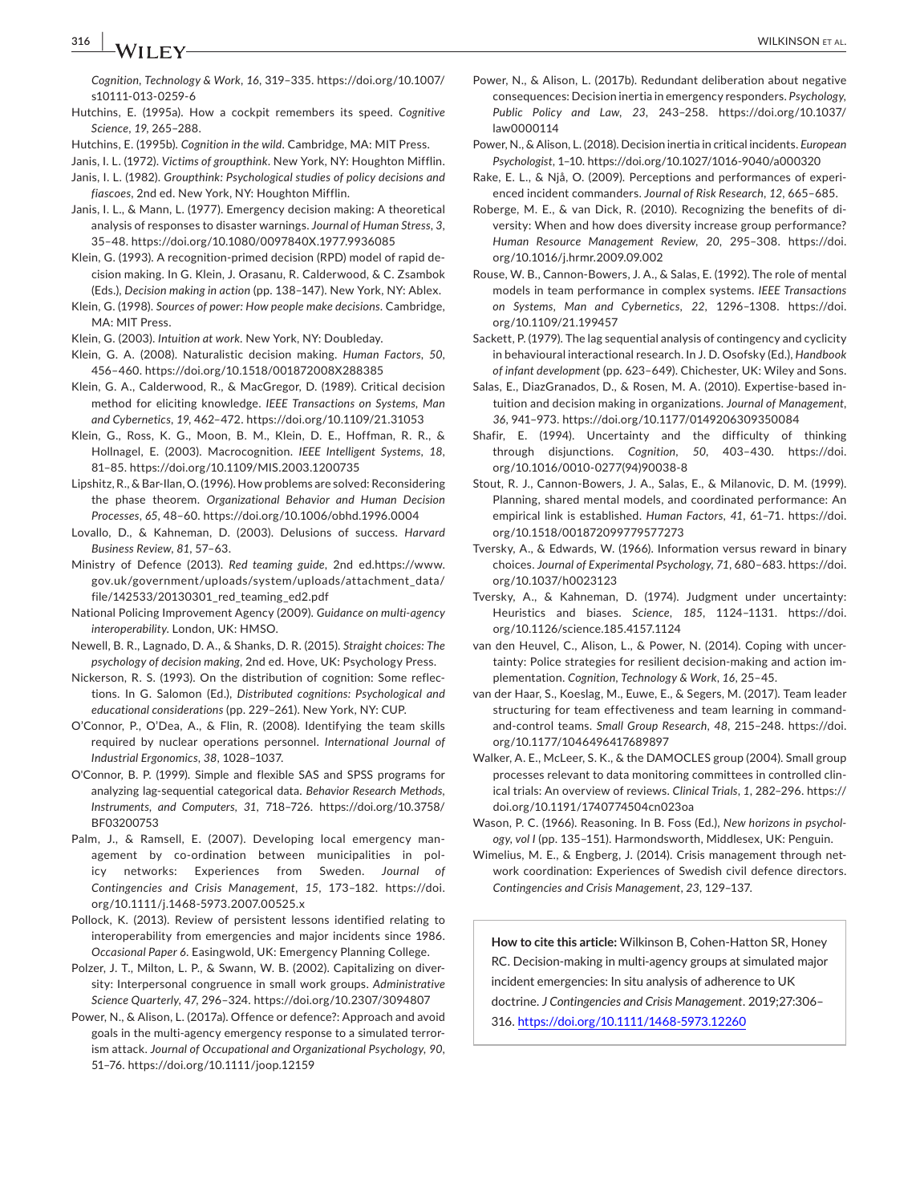*Cognition, Technology & Work*, *16*, 319–335. https://doi.org/10.1007/s10111-013-0259-6

Hutchins, E. (1995a). How a cockpit remembers its speed. *Cognitive Science*, *19*, 265–288.

Hutchins, E. (1995b). *Cognition in the wild*. Cambridge, MA: MIT Press.

Janis, I. L. (1972). *Victims of groupthink*. New York, NY: Houghton Mifflin.

Janis, I. L. (1982). *Groupthink: Psychological studies of policy decisions and fiascoes*, 2nd ed. New York, NY: Houghton Mifflin.

Janis, I. L., & Mann, L. (1977). Emergency decision making: A theoretical analysis of responses to disaster warnings. *Journal of Human Stress*, *3*, 35–48. https://doi.org/10.1080/0097840X.1977.9936085

Klein, G. (1993). A recognition-primed decision (RPD) model of rapid decision making. In G. Klein, J. Orasanu, R. Calderwood, & C. Zsambok (Eds.), *Decision making in action* (pp. 138–147). New York, NY: Ablex.

Klein, G. (1998). *Sources of power: How people make decisions*. Cambridge, MA: MIT Press.

Klein, G. (2003). *Intuition at work*. New York, NY: Doubleday.

Klein, G. A. (2008). Naturalistic decision making. *Human Factors*, *50*, 456–460. https://doi.org/10.1518/001872008X288385

Klein, G. A., Calderwood, R., & MacGregor, D. (1989). Critical decision method for eliciting knowledge. *IEEE Transactions on Systems, Man and Cybernetics*, *19*, 462–472. https://doi.org/10.1109/21.31053

Klein, G., Ross, K. G., Moon, B. M., Klein, D. E., Hoffman, R. R., & Hollnagel, E. (2003). Macrocognition. *IEEE Intelligent Systems*, *18*, 81–85. https://doi.org/10.1109/MIS.2003.1200735

Lipshitz, R., & Bar-Ilan, O. (1996). How problems are solved: Reconsidering the phase theorem. *Organizational Behavior and Human Decision Processes*, *65*, 48–60. https://doi.org/10.1006/obhd.1996.0004

Lovallo, D., & Kahneman, D. (2003). Delusions of success. *Harvard Business Review*, *81*, 57–63.

Ministry of Defence (2013). *Red teaming guide*, 2nd ed.https://www.gov.uk/government/uploads/system/uploads/attachment_data/file/142533/20130301_red_teaming_ed2.pdf

National Policing Improvement Agency (2009). *Guidance on multi-agency interoperability*. London, UK: HMSO.

Newell, B. R., Lagnado, D. A., & Shanks, D. R. (2015). *Straight choices: The psychology of decision making*, 2nd ed. Hove, UK: Psychology Press.

Nickerson, R. S. (1993). On the distribution of cognition: Some reflections. In G. Salomon (Ed.), *Distributed cognitions: Psychological and educational considerations* (pp. 229–261). New York, NY: CUP.

O'Connor, P., O'Dea, A., & Flin, R. (2008). Identifying the team skills required by nuclear operations personnel. *International Journal of Industrial Ergonomics*, *38*, 1028–1037.

O'Connor, B. P. (1999). Simple and flexible SAS and SPSS programs for analyzing lag-sequential categorical data. *Behavior Research Methods, Instruments, and Computers*, *31*, 718–726. https://doi.org/10.3758/BF03200753

Palm, J., & Ramsell, E. (2007). Developing local emergency management by co-ordination between municipalities in policy networks: Experiences from Sweden. *Journal of Contingencies and Crisis Management*, *15*, 173–182. https://doi.org/10.1111/j.1468-5973.2007.00525.x

Pollock, K. (2013). Review of persistent lessons identified relating to interoperability from emergencies and major incidents since 1986. *Occasional Paper 6*. Easingwold, UK: Emergency Planning College.

Polzer, J. T., Milton, L. P., & Swann, W. B. (2002). Capitalizing on diversity: Interpersonal congruence in small work groups. *Administrative Science Quarterly*, *47*, 296–324. https://doi.org/10.2307/3094807

Power, N., & Alison, L. (2017a). Offence or defence?: Approach and avoid goals in the multi-agency emergency response to a simulated terrorism attack. *Journal of Occupational and Organizational Psychology*, *90*, 51–76. https://doi.org/10.1111/joop.12159

Power, N., & Alison, L. (2017b). Redundant deliberation about negative consequences: Decision inertia in emergency responders. *Psychology, Public Policy and Law*, *23*, 243–258. https://doi.org/10.1037/law0000114

Power, N., & Alison, L. (2018). Decision inertia in critical incidents. *European Psychologist*, 1–10. https://doi.org/10.1027/1016-9040/a000320

Rake, E. L., & Njå, O. (2009). Perceptions and performances of experienced incident commanders. *Journal of Risk Research*, *12*, 665–685.

Roberge, M. E., & van Dick, R. (2010). Recognizing the benefits of diversity: When and how does diversity increase group performance? *Human Resource Management Review*, *20*, 295–308. https://doi.org/10.1016/j.hrmr.2009.09.002

Rouse, W. B., Cannon-Bowers, J. A., & Salas, E. (1992). The role of mental models in team performance in complex systems. *IEEE Transactions on Systems, Man and Cybernetics*, *22*, 1296–1308. https://doi.org/10.1109/21.199457

Sackett, P. (1979). The lag sequential analysis of contingency and cyclicity in behavioural interactional research. In J. D. Osofsky (Ed.), *Handbook of infant development* (pp. 623–649). Chichester, UK: Wiley and Sons.

Salas, E., DiazGranados, D., & Rosen, M. A. (2010). Expertise-based intuition and decision making in organizations. *Journal of Management*, *36*, 941–973. https://doi.org/10.1177/0149206309350084

Shafir, E. (1994). Uncertainty and the difficulty of thinking through disjunctions. *Cognition*, *50*, 403–430. https://doi.org/10.1016/0010-0277(94)90038-8

Stout, R. J., Cannon-Bowers, J. A., Salas, E., & Milanovic, D. M. (1999). Planning, shared mental models, and coordinated performance: An empirical link is established. *Human Factors*, *41*, 61–71. https://doi.org/10.1518/001872099779577273

Tversky, A., & Edwards, W. (1966). Information versus reward in binary choices. *Journal of Experimental Psychology*, *71*, 680–683. https://doi.org/10.1037/h0023123

Tversky, A., & Kahneman, D. (1974). Judgment under uncertainty: Heuristics and biases. *Science*, *185*, 1124–1131. https://doi.org/10.1126/science.185.4157.1124

van den Heuvel, C., Alison, L., & Power, N. (2014). Coping with uncertainty: Police strategies for resilient decision-making and action implementation. *Cognition, Technology & Work*, *16*, 25–45.

van der Haar, S., Koeslag, M., Euwe, E., & Segers, M. (2017). Team leader structuring for team effectiveness and team learning in command-and-control teams. *Small Group Research*, *48*, 215–248. https://doi.org/10.1177/1046496417689897

Walker, A. E., McLeer, S. K., & the DAMOCLES group (2004). Small group processes relevant to data monitoring committees in controlled clinical trials: An overview of reviews. *Clinical Trials*, *1*, 282–296. https://doi.org/10.1191/1740774504cn023oa

Wason, P. C. (1966). Reasoning. In B. Foss (Ed.), *New horizons in psychology, vol I* (pp. 135–151). Harmondsworth, Middlesex, UK: Penguin.

Wimelius, M. E., & Engberg, J. (2014). Crisis management through network coordination: Experiences of Swedish civil defence directors. *Contingencies and Crisis Management*, *23*, 129–137.

**How to cite this article:** Wilkinson B, Cohen-Hatton SR, Honey RC. Decision-making in multi-agency groups at simulated major incident emergencies: In situ analysis of adherence to UK doctrine. *J Contingencies and Crisis Management*. 2019;27:306–316. https://doi.org/10.1111/1468-5973.12260